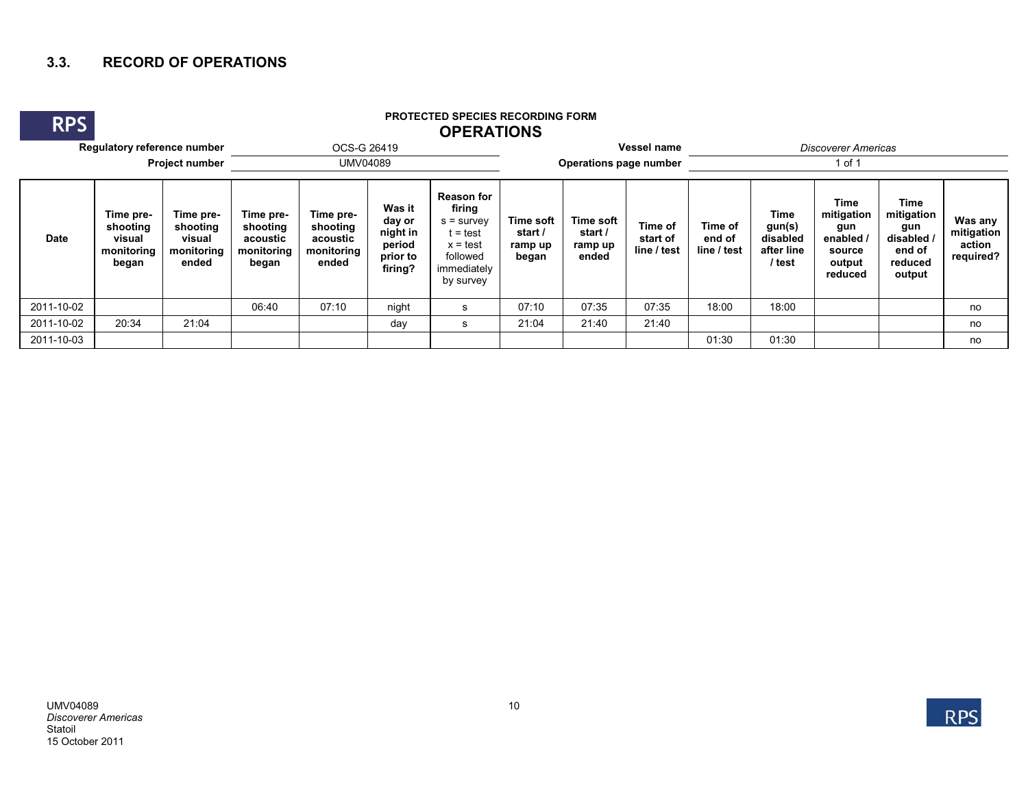## 3.3. RECORD OF OPERATIONS

RPS

**PROTECTED SPECIES RECORDING FORM**

### OPERATIONS

| | | | |
|---|---|---|---|
| **Regulatory reference number** | OCS-G 26419 | **Vessel name** | *Discoverer Americas* |
| **Project number** | UMV04089 | **Operations page number** | 1 of 1 |

| Date | Time pre-shooting visual monitoring began | Time pre-shooting visual monitoring ended | Time pre-shooting acoustic monitoring began | Time pre-shooting acoustic monitoring ended | Was it day or night in period prior to firing? | Reason for firing s = survey t = test x = test followed immediately by survey | Time soft start / ramp up began | Time soft start / ramp up ended | Time of start of line / test | Time of end of line / test | Time gun(s) disabled after line / test | Time mitigation gun enabled / source output reduced | Time mitigation gun disabled / end of reduced output | Was any mitigation action required? |
|---|---|---|---|---|---|---|---|---|---|---|---|---|---|---|
| 2011-10-02 | | | 06:40 | 07:10 | night | s | 07:10 | 07:35 | 07:35 | 18:00 | 18:00 | | | no |
| 2011-10-02 | 20:34 | 21:04 | | | day | s | 21:04 | 21:40 | 21:40 | | | | | no |
| 2011-10-03 | | | | | | | | | | 01:30 | 01:30 | | | no |

UMV04089
*Discoverer Americas*
Statoil
15 October 2011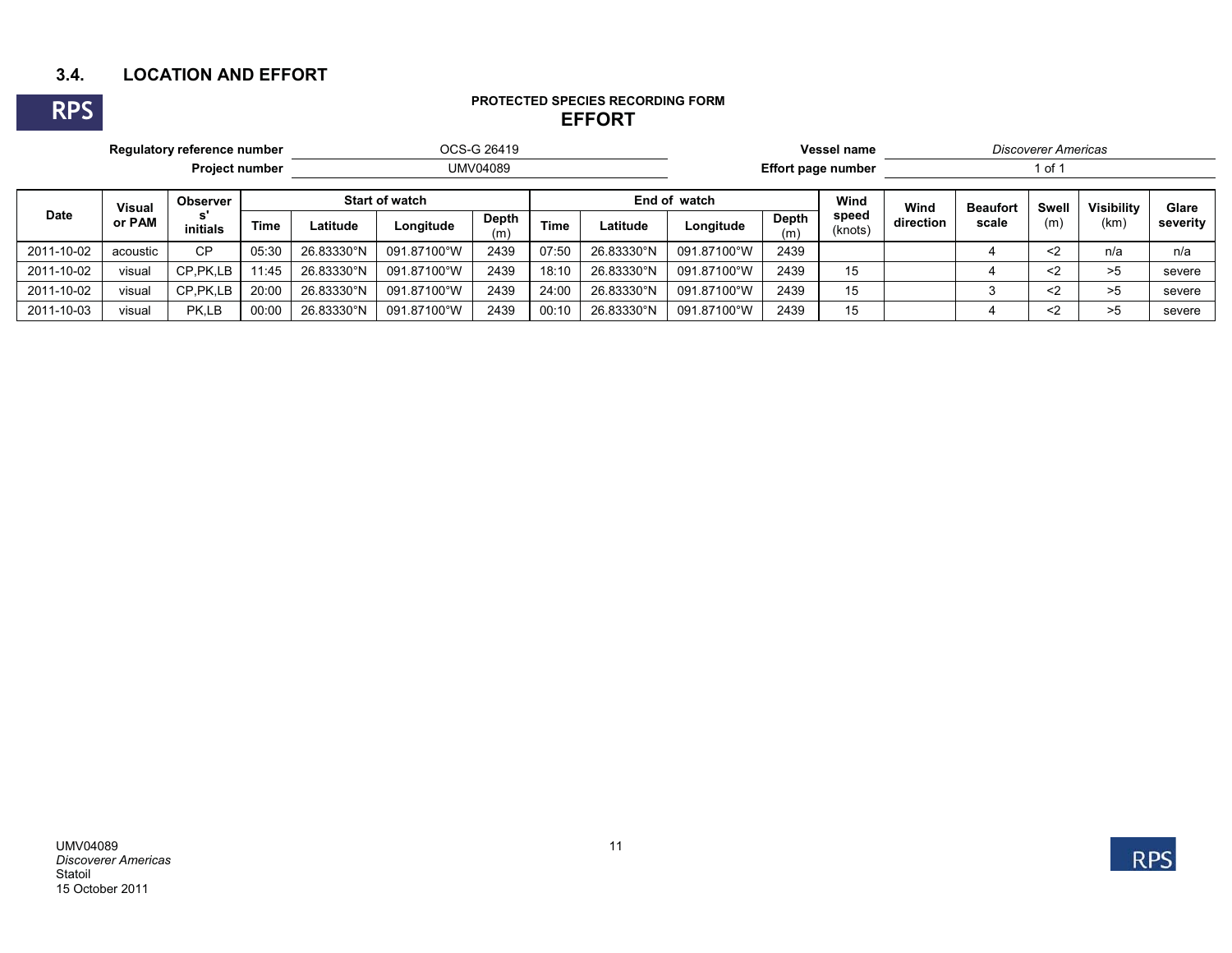## 3.4. LOCATION AND EFFORT

**PROTECTED SPECIES RECORDING FORM**
**EFFORT**

**Regulatory reference number** OCS-G 26419 **Vessel name** *Discoverer Americas*
**Project number** UMV04089 **Effort page number** 1 of 1

| Date | Visual or PAM | Observers' initials | Start of watch | | | | End of watch | | | | Wind speed (knots) | Wind direction | Beaufort scale | Swell (m) | Visibility (km) | Glare severity |
|---|---|---|---|---|---|---|---|---|---|---|---|---|---|---|---|---|
| | | | Time | Latitude | Longitude | Depth (m) | Time | Latitude | Longitude | Depth (m) | | | | | | |
| 2011-10-02 | acoustic | CP | 05:30 | 26.83330°N | 091.87100°W | 2439 | 07:50 | 26.83330°N | 091.87100°W | 2439 | | | 4 | <2 | n/a | n/a |
| 2011-10-02 | visual | CP,PK,LB | 11:45 | 26.83330°N | 091.87100°W | 2439 | 18:10 | 26.83330°N | 091.87100°W | 2439 | 15 | | 4 | <2 | >5 | severe |
| 2011-10-02 | visual | CP,PK,LB | 20:00 | 26.83330°N | 091.87100°W | 2439 | 24:00 | 26.83330°N | 091.87100°W | 2439 | 15 | | 3 | <2 | >5 | severe |
| 2011-10-03 | visual | PK,LB | 00:00 | 26.83330°N | 091.87100°W | 2439 | 00:10 | 26.83330°N | 091.87100°W | 2439 | 15 | | 4 | <2 | >5 | severe |